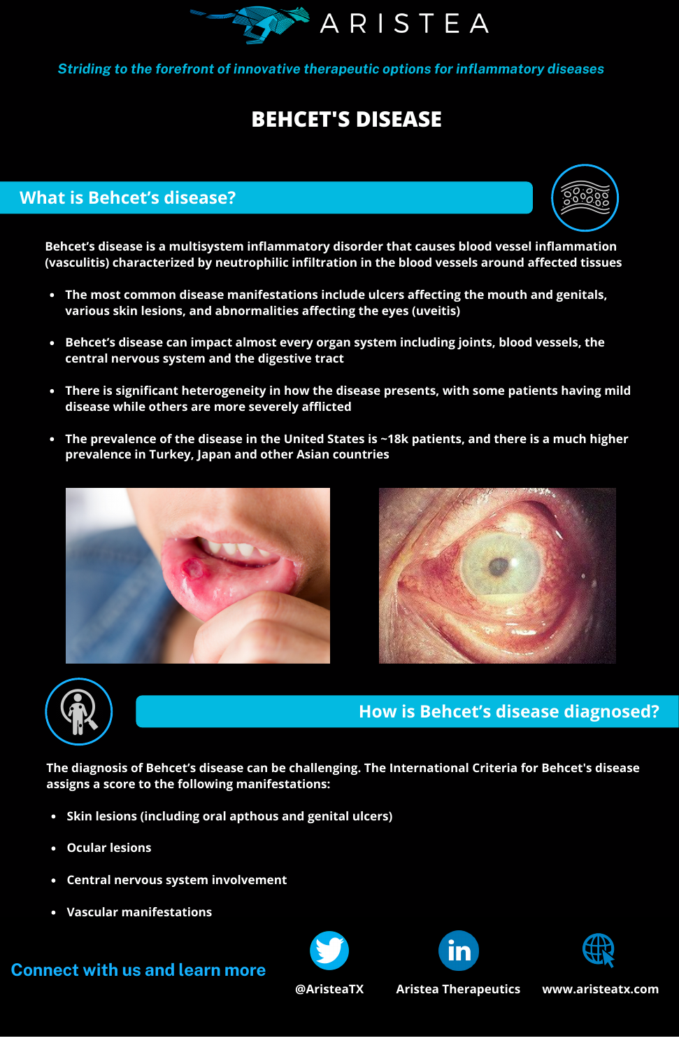ARISTEA

*Striding to the forefront of innovative therapeutic options for inflammatory diseases*

# BEHCET'S DISEASE

## What is Behcet's disease?

**Behcet's disease is a multisystem inflammatory disorder that causes blood vessel inflammation (vasculitis) characterized by neutrophilic infiltration in the blood vessels around affected tissues**

- **The most common disease manifestations include ulcers affecting the mouth and genitals, various skin lesions, and abnormalities affecting the eyes (uveitis)**
- **Behcet's disease can impact almost every organ system including joints, blood vessels, the central nervous system and the digestive tract**
- **There is significant heterogeneity in how the disease presents, with some patients having mild disease while others are more severely afflicted**
- **The prevalence of the disease in the United States is ~18k patients, and there is a much higher prevalence in Turkey, Japan and other Asian countries**

## How is Behcet's disease diagnosed?

**The diagnosis of Behcet's disease can be challenging. The International Criteria for Behcet's disease assigns a score to the following manifestations:**

- **Skin lesions (including oral apthous and genital ulcers)**
- **Ocular lesions**
- **Central nervous system involvement**
- **Vascular manifestations**

Connect with us and learn more

@AristeaTX

Aristea Therapeutics

www.aristeatx.com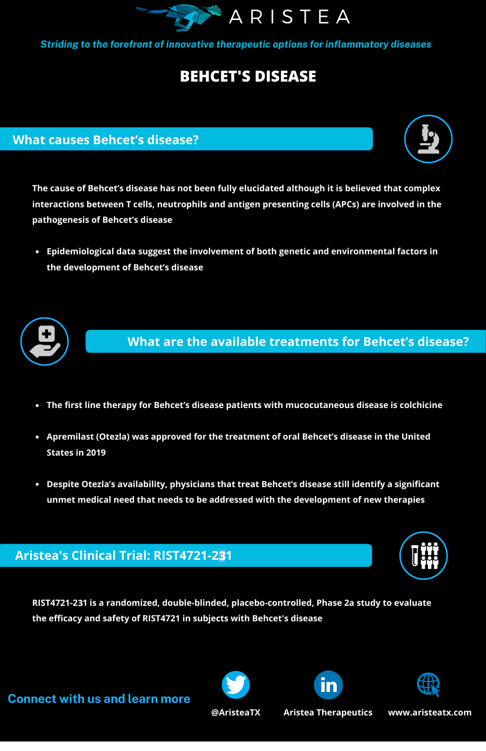ARISTEA

*Striding to the forefront of innovative therapeutic options for inflammatory diseases*

# BEHCET'S DISEASE

## What causes Behcet's disease?

**The cause of Behcet's disease has not been fully elucidated although it is believed that complex interactions between T cells, neutrophils and antigen presenting cells (APCs) are involved in the pathogenesis of Behcet's disease**

- **Epidemiological data suggest the involvement of both genetic and environmental factors in the development of Behcet's disease**

## What are the available treatments for Behcet's disease?

- **The first line therapy for Behcet's disease patients with mucocutaneous disease is colchicine**
- **Apremilast (Otezla) was approved for the treatment of oral Behcet's disease in the United States in 2019**
- **Despite Otezla's availability, physicians that treat Behcet's disease still identify a significant unmet medical need that needs to be addressed with the development of new therapies**

## Aristea's Clinical Trial: RIST4721-231

**RIST4721-231 is a randomized, double-blinded, placebo-controlled, Phase 2a study to evaluate the efficacy and safety of RIST4721 in subjects with Behcet's disease**

Connect with us and learn more

@AristeaTX

Aristea Therapeutics

www.aristeatx.com